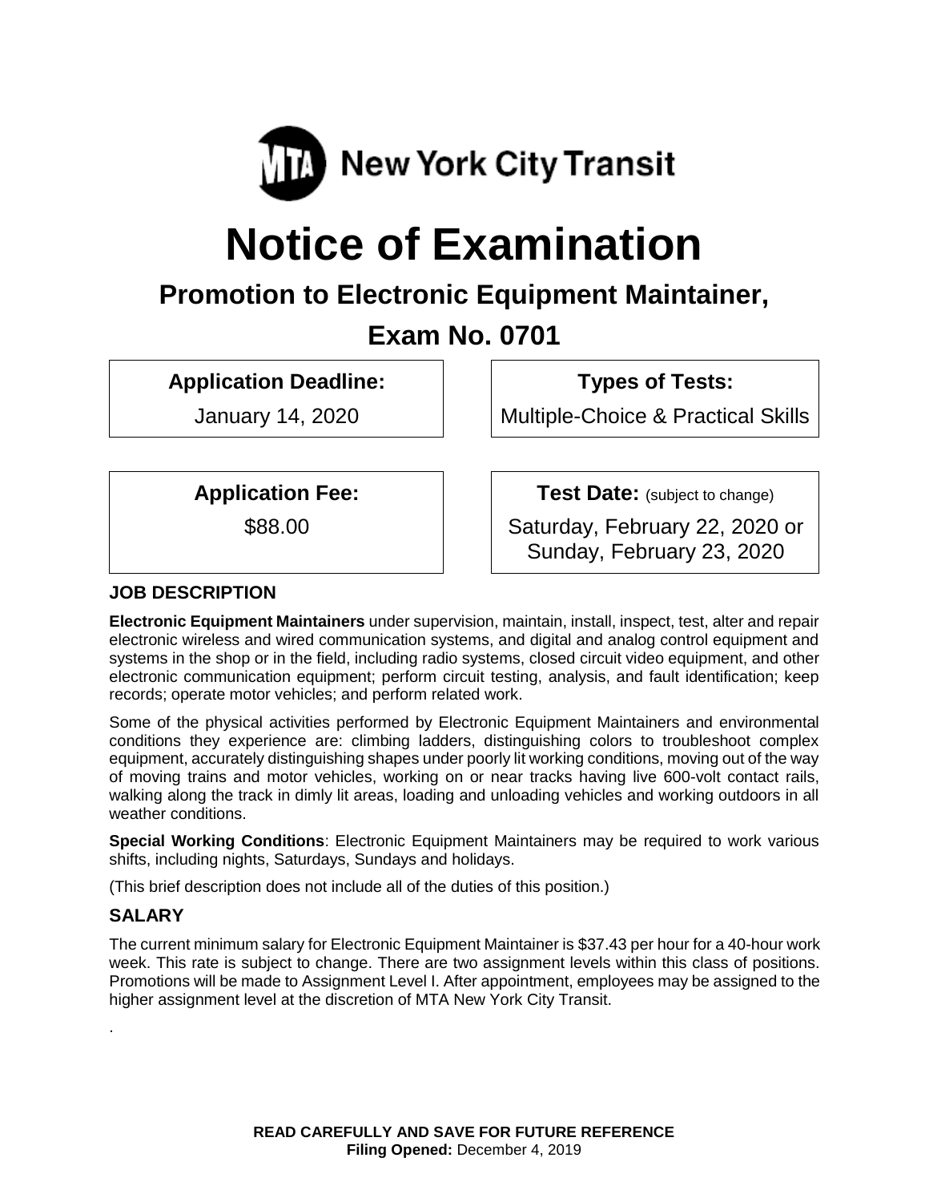New York City Transit

# Notice of Examination

## Promotion to Electronic Equipment Maintainer,

## Exam No. 0701

**Application Deadline:**

January 14, 2020

**Types of Tests:**

Multiple-Choice & Practical Skills

**Application Fee:**

$88.00

**Test Date:** (subject to change)

Saturday, February 22, 2020 or Sunday, February 23, 2020

### JOB DESCRIPTION

**Electronic Equipment Maintainers** under supervision, maintain, install, inspect, test, alter and repair electronic wireless and wired communication systems, and digital and analog control equipment and systems in the shop or in the field, including radio systems, closed circuit video equipment, and other electronic communication equipment; perform circuit testing, analysis, and fault identification; keep records; operate motor vehicles; and perform related work.

Some of the physical activities performed by Electronic Equipment Maintainers and environmental conditions they experience are: climbing ladders, distinguishing colors to troubleshoot complex equipment, accurately distinguishing shapes under poorly lit working conditions, moving out of the way of moving trains and motor vehicles, working on or near tracks having live 600-volt contact rails, walking along the track in dimly lit areas, loading and unloading vehicles and working outdoors in all weather conditions.

**Special Working Conditions**: Electronic Equipment Maintainers may be required to work various shifts, including nights, Saturdays, Sundays and holidays.

(This brief description does not include all of the duties of this position.)

### SALARY

The current minimum salary for Electronic Equipment Maintainer is $37.43 per hour for a 40-hour work week. This rate is subject to change. There are two assignment levels within this class of positions. Promotions will be made to Assignment Level I. After appointment, employees may be assigned to the higher assignment level at the discretion of MTA New York City Transit.

**READ CAREFULLY AND SAVE FOR FUTURE REFERENCE**

**Filing Opened:** December 4, 2019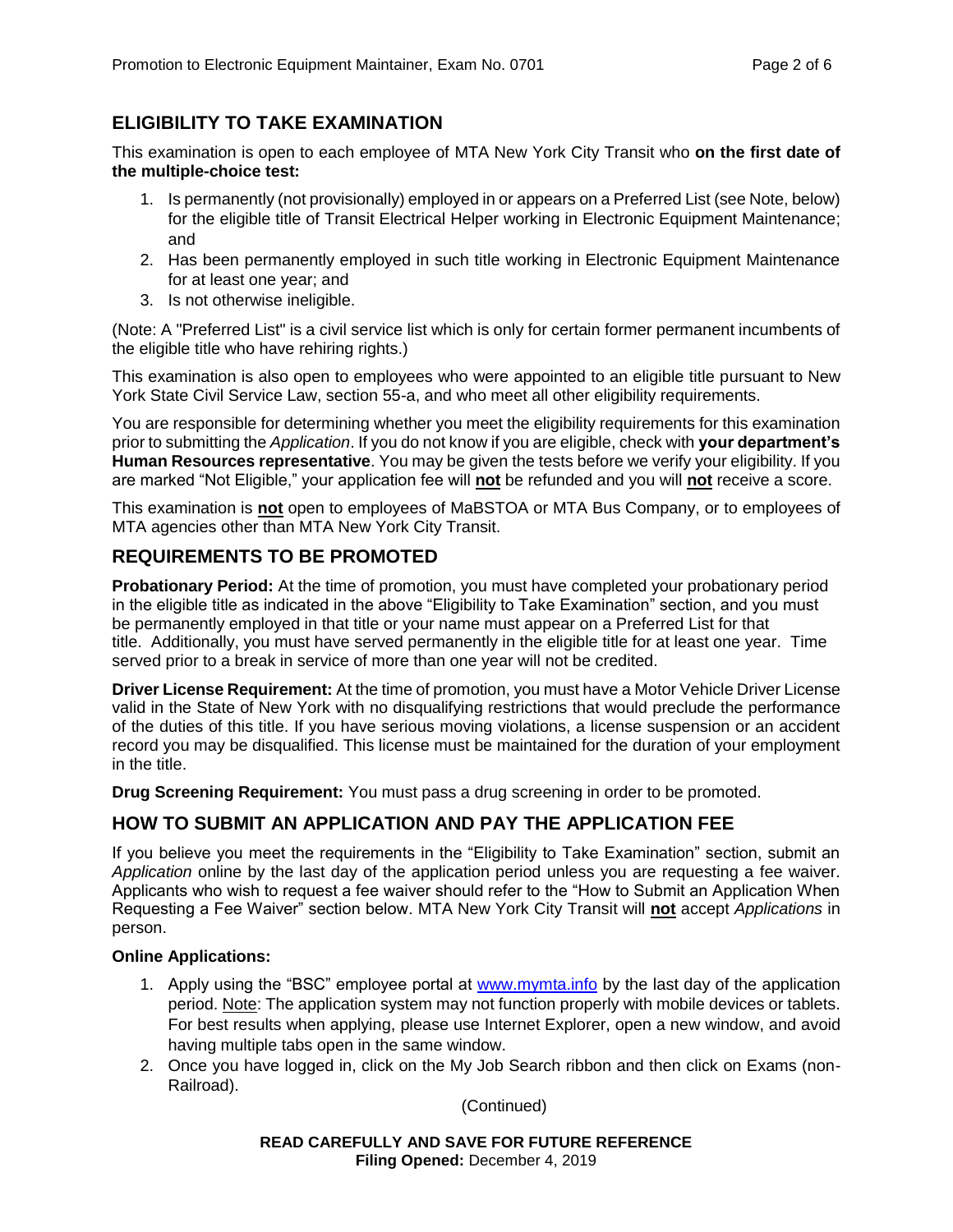## ELIGIBILITY TO TAKE EXAMINATION

This examination is open to each employee of MTA New York City Transit who **on the first date of the multiple-choice test:**

1. Is permanently (not provisionally) employed in or appears on a Preferred List (see Note, below) for the eligible title of Transit Electrical Helper working in Electronic Equipment Maintenance; and
2. Has been permanently employed in such title working in Electronic Equipment Maintenance for at least one year; and
3. Is not otherwise ineligible.

(Note: A "Preferred List" is a civil service list which is only for certain former permanent incumbents of the eligible title who have rehiring rights.)

This examination is also open to employees who were appointed to an eligible title pursuant to New York State Civil Service Law, section 55-a, and who meet all other eligibility requirements.

You are responsible for determining whether you meet the eligibility requirements for this examination prior to submitting the *Application*. If you do not know if you are eligible, check with **your department's Human Resources representative**. You may be given the tests before we verify your eligibility. If you are marked "Not Eligible," your application fee will **not** be refunded and you will **not** receive a score.

This examination is **not** open to employees of MaBSTOA or MTA Bus Company, or to employees of MTA agencies other than MTA New York City Transit.

## REQUIREMENTS TO BE PROMOTED

**Probationary Period:** At the time of promotion, you must have completed your probationary period in the eligible title as indicated in the above "Eligibility to Take Examination" section, and you must be permanently employed in that title or your name must appear on a Preferred List for that title. Additionally, you must have served permanently in the eligible title for at least one year. Time served prior to a break in service of more than one year will not be credited.

**Driver License Requirement:** At the time of promotion, you must have a Motor Vehicle Driver License valid in the State of New York with no disqualifying restrictions that would preclude the performance of the duties of this title. If you have serious moving violations, a license suspension or an accident record you may be disqualified. This license must be maintained for the duration of your employment in the title.

**Drug Screening Requirement:** You must pass a drug screening in order to be promoted.

## HOW TO SUBMIT AN APPLICATION AND PAY THE APPLICATION FEE

If you believe you meet the requirements in the "Eligibility to Take Examination" section, submit an *Application* online by the last day of the application period unless you are requesting a fee waiver. Applicants who wish to request a fee waiver should refer to the "How to Submit an Application When Requesting a Fee Waiver" section below. MTA New York City Transit will **not** accept *Applications* in person.

**Online Applications:**

1. Apply using the "BSC" employee portal at [www.mymta.info](www.mymta.info) by the last day of the application period. Note: The application system may not function properly with mobile devices or tablets. For best results when applying, please use Internet Explorer, open a new window, and avoid having multiple tabs open in the same window.
2. Once you have logged in, click on the My Job Search ribbon and then click on Exams (non-Railroad).

(Continued)

**READ CAREFULLY AND SAVE FOR FUTURE REFERENCE**
**Filing Opened:** December 4, 2019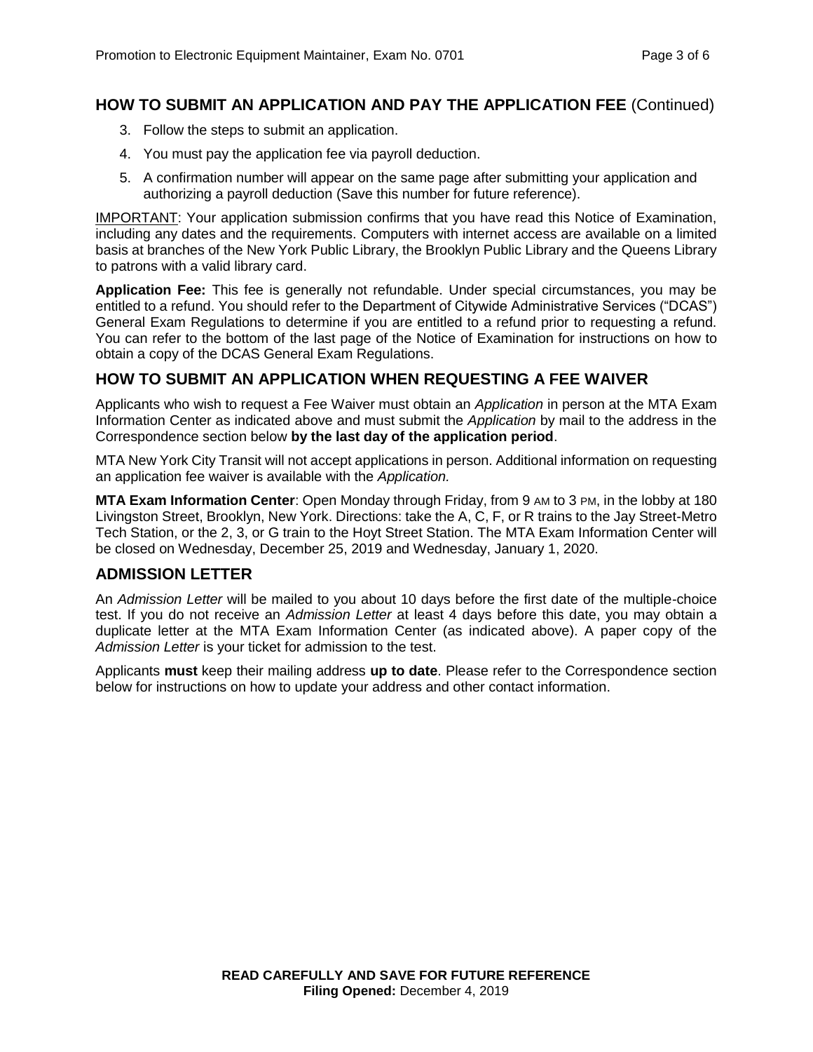## HOW TO SUBMIT AN APPLICATION AND PAY THE APPLICATION FEE (Continued)

3. Follow the steps to submit an application.
4. You must pay the application fee via payroll deduction.
5. A confirmation number will appear on the same page after submitting your application and authorizing a payroll deduction (Save this number for future reference).

<u>IMPORTANT</u>: Your application submission confirms that you have read this Notice of Examination, including any dates and the requirements. Computers with internet access are available on a limited basis at branches of the New York Public Library, the Brooklyn Public Library and the Queens Library to patrons with a valid library card.

**Application Fee:** This fee is generally not refundable. Under special circumstances, you may be entitled to a refund. You should refer to the Department of Citywide Administrative Services ("DCAS") General Exam Regulations to determine if you are entitled to a refund prior to requesting a refund. You can refer to the bottom of the last page of the Notice of Examination for instructions on how to obtain a copy of the DCAS General Exam Regulations.

## HOW TO SUBMIT AN APPLICATION WHEN REQUESTING A FEE WAIVER

Applicants who wish to request a Fee Waiver must obtain an *Application* in person at the MTA Exam Information Center as indicated above and must submit the *Application* by mail to the address in the Correspondence section below **by the last day of the application period**.

MTA New York City Transit will not accept applications in person. Additional information on requesting an application fee waiver is available with the *Application.*

**MTA Exam Information Center**: Open Monday through Friday, from 9 AM to 3 PM, in the lobby at 180 Livingston Street, Brooklyn, New York. Directions: take the A, C, F, or R trains to the Jay Street-Metro Tech Station, or the 2, 3, or G train to the Hoyt Street Station. The MTA Exam Information Center will be closed on Wednesday, December 25, 2019 and Wednesday, January 1, 2020.

## ADMISSION LETTER

An *Admission Letter* will be mailed to you about 10 days before the first date of the multiple-choice test. If you do not receive an *Admission Letter* at least 4 days before this date, you may obtain a duplicate letter at the MTA Exam Information Center (as indicated above). A paper copy of the *Admission Letter* is your ticket for admission to the test.

Applicants **must** keep their mailing address **up to date**. Please refer to the Correspondence section below for instructions on how to update your address and other contact information.

**READ CAREFULLY AND SAVE FOR FUTURE REFERENCE**
**Filing Opened:** December 4, 2019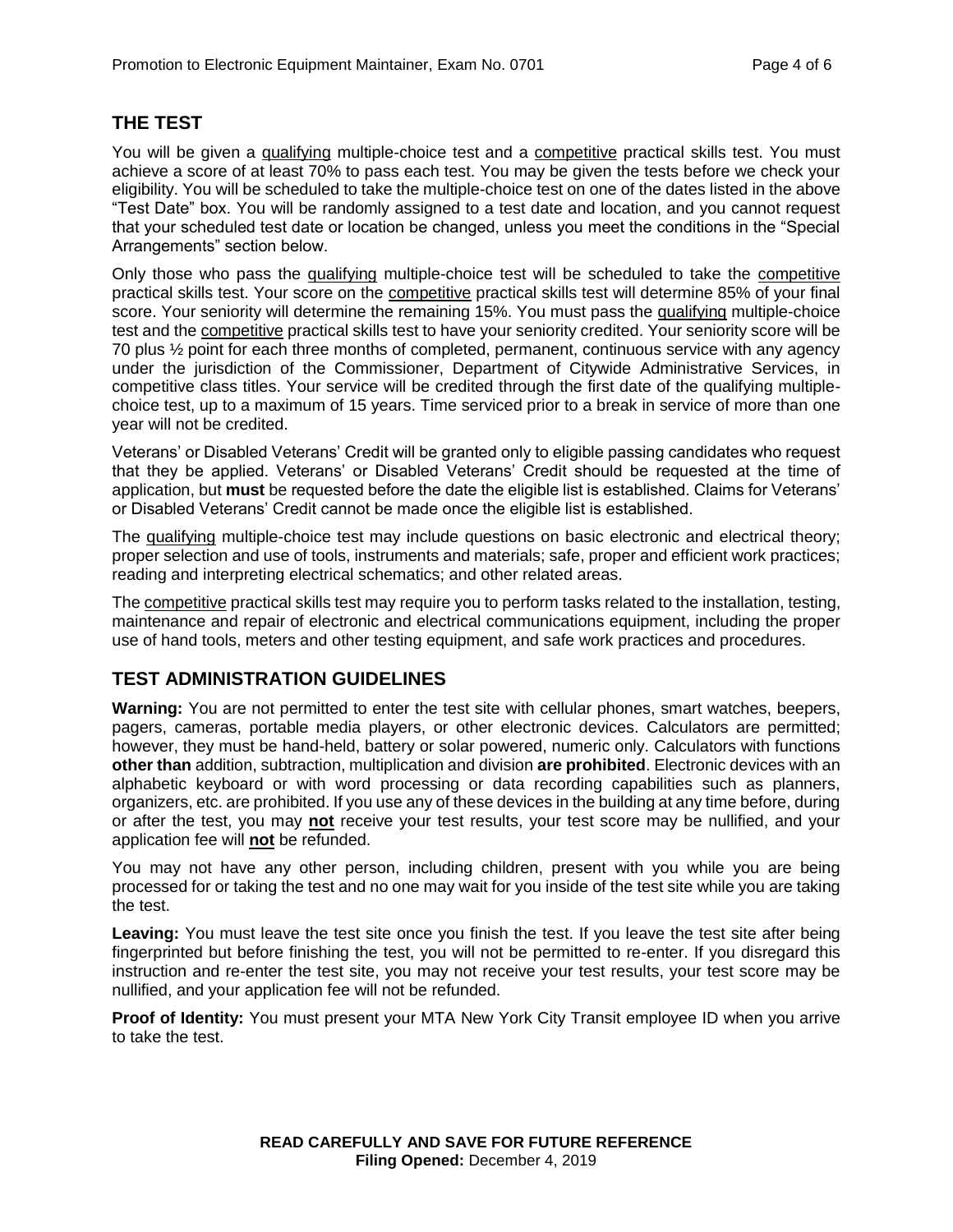## THE TEST

You will be given a qualifying multiple-choice test and a competitive practical skills test. You must achieve a score of at least 70% to pass each test. You may be given the tests before we check your eligibility. You will be scheduled to take the multiple-choice test on one of the dates listed in the above "Test Date" box. You will be randomly assigned to a test date and location, and you cannot request that your scheduled test date or location be changed, unless you meet the conditions in the "Special Arrangements" section below.

Only those who pass the qualifying multiple-choice test will be scheduled to take the competitive practical skills test. Your score on the competitive practical skills test will determine 85% of your final score. Your seniority will determine the remaining 15%. You must pass the qualifying multiple-choice test and the competitive practical skills test to have your seniority credited. Your seniority score will be 70 plus ½ point for each three months of completed, permanent, continuous service with any agency under the jurisdiction of the Commissioner, Department of Citywide Administrative Services, in competitive class titles. Your service will be credited through the first date of the qualifying multiple-choice test, up to a maximum of 15 years. Time serviced prior to a break in service of more than one year will not be credited.

Veterans' or Disabled Veterans' Credit will be granted only to eligible passing candidates who request that they be applied. Veterans' or Disabled Veterans' Credit should be requested at the time of application, but **must** be requested before the date the eligible list is established. Claims for Veterans' or Disabled Veterans' Credit cannot be made once the eligible list is established.

The qualifying multiple-choice test may include questions on basic electronic and electrical theory; proper selection and use of tools, instruments and materials; safe, proper and efficient work practices; reading and interpreting electrical schematics; and other related areas.

The competitive practical skills test may require you to perform tasks related to the installation, testing, maintenance and repair of electronic and electrical communications equipment, including the proper use of hand tools, meters and other testing equipment, and safe work practices and procedures.

## TEST ADMINISTRATION GUIDELINES

**Warning:** You are not permitted to enter the test site with cellular phones, smart watches, beepers, pagers, cameras, portable media players, or other electronic devices. Calculators are permitted; however, they must be hand-held, battery or solar powered, numeric only. Calculators with functions **other than** addition, subtraction, multiplication and division **are prohibited**. Electronic devices with an alphabetic keyboard or with word processing or data recording capabilities such as planners, organizers, etc. are prohibited. If you use any of these devices in the building at any time before, during or after the test, you may **not** receive your test results, your test score may be nullified, and your application fee will **not** be refunded.

You may not have any other person, including children, present with you while you are being processed for or taking the test and no one may wait for you inside of the test site while you are taking the test.

**Leaving:** You must leave the test site once you finish the test. If you leave the test site after being fingerprinted but before finishing the test, you will not be permitted to re-enter. If you disregard this instruction and re-enter the test site, you may not receive your test results, your test score may be nullified, and your application fee will not be refunded.

**Proof of Identity:** You must present your MTA New York City Transit employee ID when you arrive to take the test.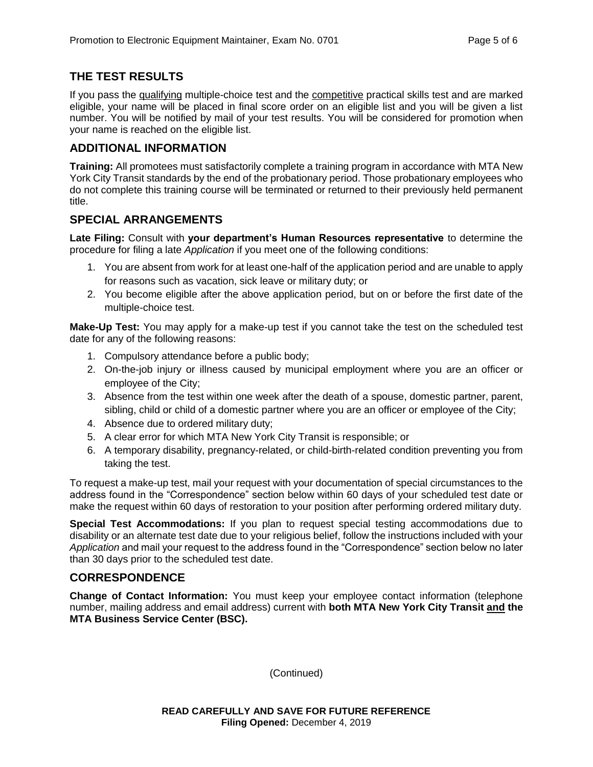## THE TEST RESULTS

If you pass the qualifying multiple-choice test and the competitive practical skills test and are marked eligible, your name will be placed in final score order on an eligible list and you will be given a list number. You will be notified by mail of your test results. You will be considered for promotion when your name is reached on the eligible list.

## ADDITIONAL INFORMATION

**Training:** All promotees must satisfactorily complete a training program in accordance with MTA New York City Transit standards by the end of the probationary period. Those probationary employees who do not complete this training course will be terminated or returned to their previously held permanent title.

## SPECIAL ARRANGEMENTS

**Late Filing:** Consult with **your department's Human Resources representative** to determine the procedure for filing a late *Application* if you meet one of the following conditions:

1. You are absent from work for at least one-half of the application period and are unable to apply for reasons such as vacation, sick leave or military duty; or
2. You become eligible after the above application period, but on or before the first date of the multiple-choice test.

**Make-Up Test:** You may apply for a make-up test if you cannot take the test on the scheduled test date for any of the following reasons:

1. Compulsory attendance before a public body;
2. On-the-job injury or illness caused by municipal employment where you are an officer or employee of the City;
3. Absence from the test within one week after the death of a spouse, domestic partner, parent, sibling, child or child of a domestic partner where you are an officer or employee of the City;
4. Absence due to ordered military duty;
5. A clear error for which MTA New York City Transit is responsible; or
6. A temporary disability, pregnancy-related, or child-birth-related condition preventing you from taking the test.

To request a make-up test, mail your request with your documentation of special circumstances to the address found in the "Correspondence" section below within 60 days of your scheduled test date or make the request within 60 days of restoration to your position after performing ordered military duty.

**Special Test Accommodations:** If you plan to request special testing accommodations due to disability or an alternate test date due to your religious belief, follow the instructions included with your *Application* and mail your request to the address found in the "Correspondence" section below no later than 30 days prior to the scheduled test date.

## CORRESPONDENCE

**Change of Contact Information:** You must keep your employee contact information (telephone number, mailing address and email address) current with **both MTA New York City Transit and the MTA Business Service Center (BSC).**

(Continued)

**READ CAREFULLY AND SAVE FOR FUTURE REFERENCE**
**Filing Opened:** December 4, 2019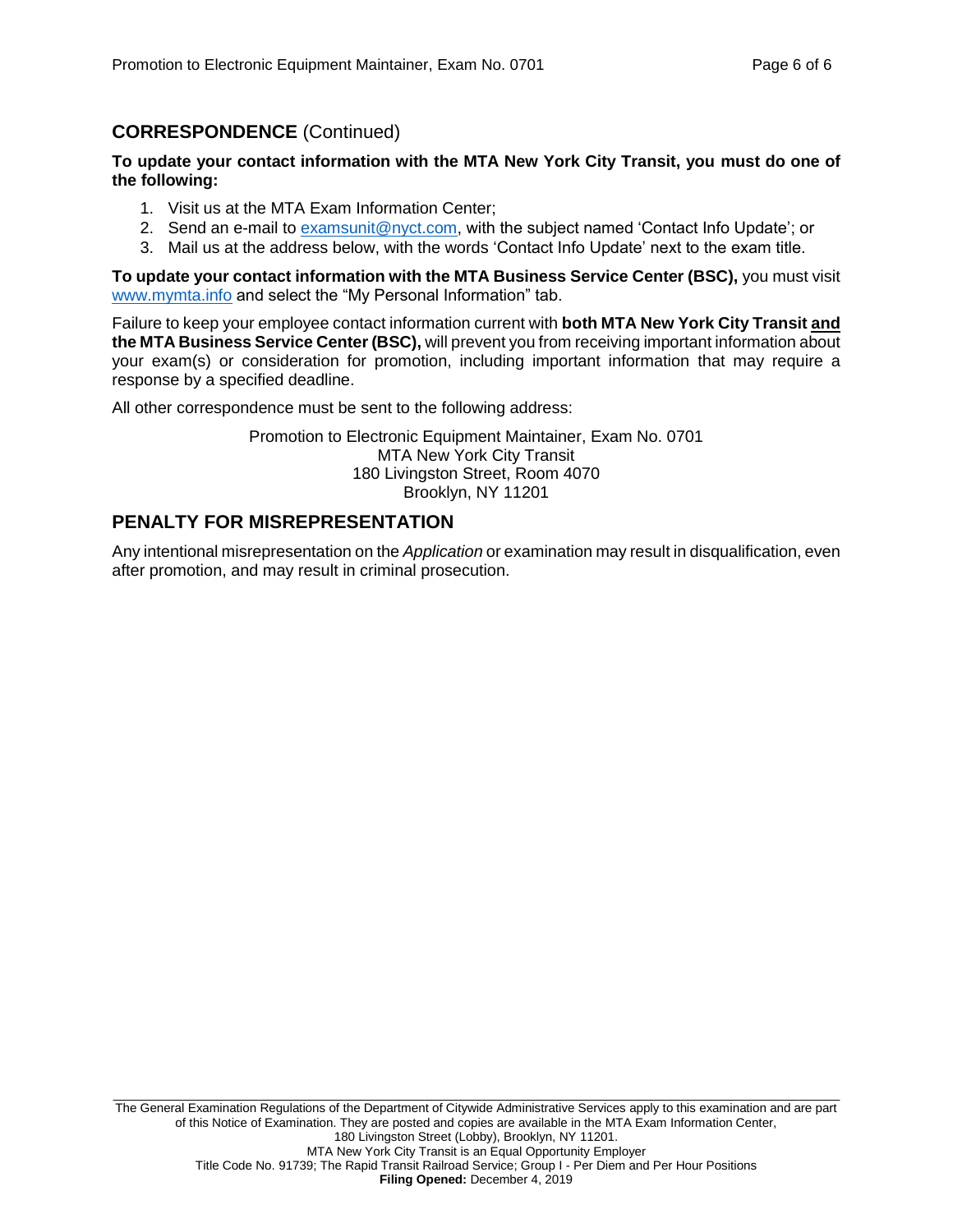## CORRESPONDENCE (Continued)

**To update your contact information with the MTA New York City Transit, you must do one of the following:**

1. Visit us at the MTA Exam Information Center;
2. Send an e-mail to examsunit@nyct.com, with the subject named 'Contact Info Update'; or
3. Mail us at the address below, with the words 'Contact Info Update' next to the exam title.

**To update your contact information with the MTA Business Service Center (BSC),** you must visit www.mymta.info and select the "My Personal Information" tab.

Failure to keep your employee contact information current with **both MTA New York City Transit and the MTA Business Service Center (BSC),** will prevent you from receiving important information about your exam(s) or consideration for promotion, including important information that may require a response by a specified deadline.

All other correspondence must be sent to the following address:

Promotion to Electronic Equipment Maintainer, Exam No. 0701
MTA New York City Transit
180 Livingston Street, Room 4070
Brooklyn, NY 11201

## PENALTY FOR MISREPRESENTATION

Any intentional misrepresentation on the *Application* or examination may result in disqualification, even after promotion, and may result in criminal prosecution.

The General Examination Regulations of the Department of Citywide Administrative Services apply to this examination and are part of this Notice of Examination. They are posted and copies are available in the MTA Exam Information Center, 180 Livingston Street (Lobby), Brooklyn, NY 11201.
MTA New York City Transit is an Equal Opportunity Employer
Title Code No. 91739; The Rapid Transit Railroad Service; Group I - Per Diem and Per Hour Positions
**Filing Opened:** December 4, 2019